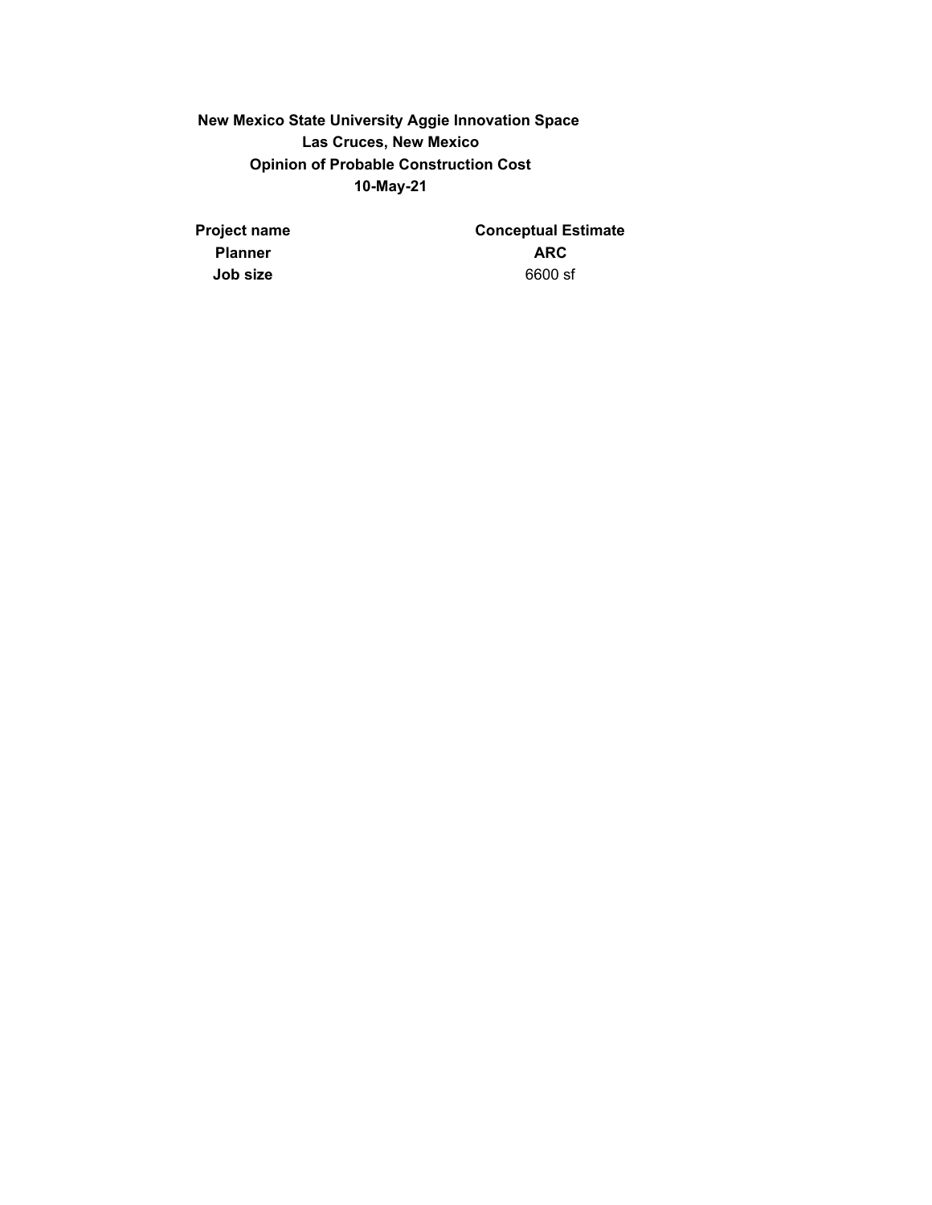**New Mexico State University Aggie Innovation Space**
**Las Cruces, New Mexico**
**Opinion of Probable Construction Cost**
**10-May-21**

| | |
|---|---|
| **Project name** | **Conceptual Estimate** |
| **Planner** | **ARC** |
| **Job size** | 6600 sf |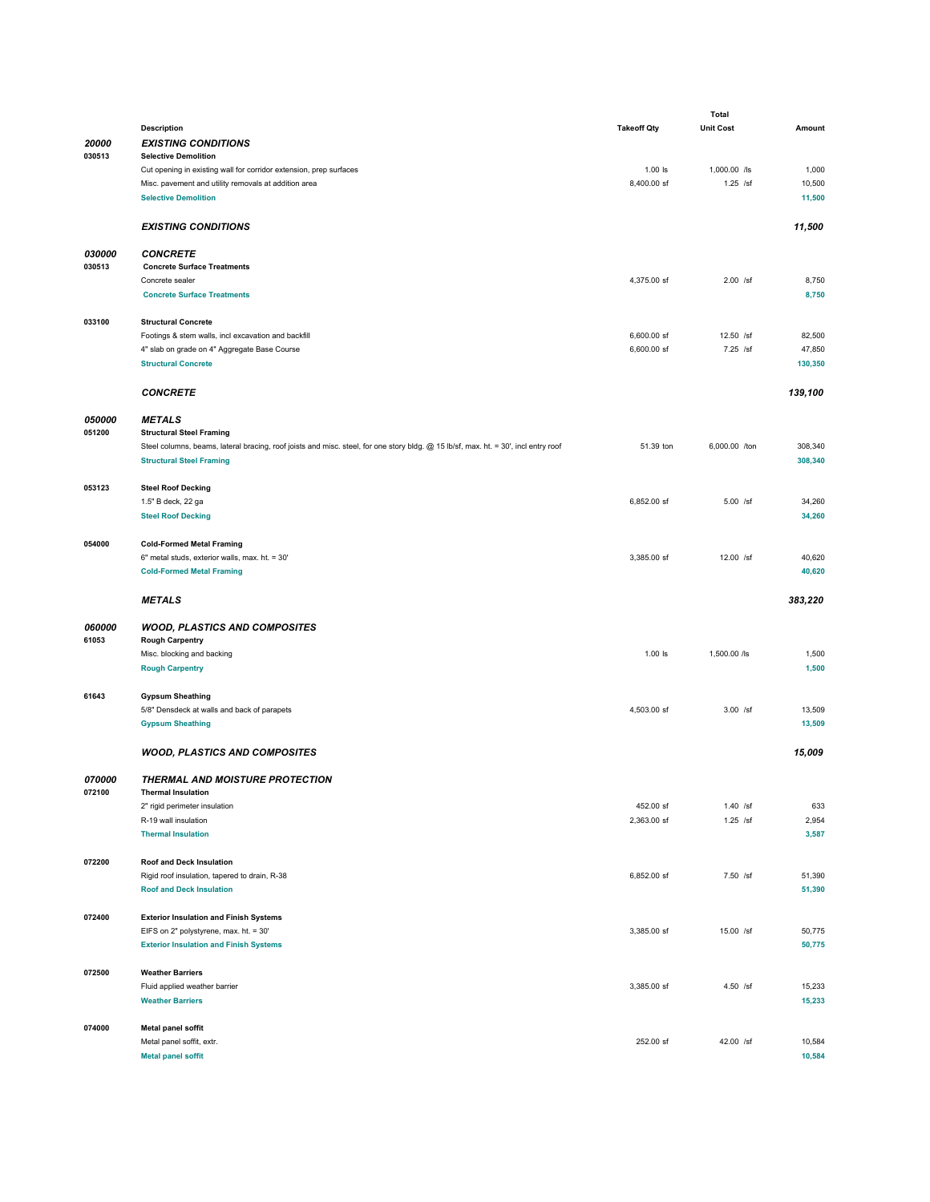| | Description | Takeoff Qty | Total Unit Cost | Amount |
|---|---|---|---|---|
| ***20000*** | ***EXISTING CONDITIONS*** | | | |
| **030513** | **Selective Demolition** | | | |
| | Cut opening in existing wall for corridor extension, prep surfaces | 1.00 ls | 1,000.00 /ls | 1,000 |
| | Misc. pavement and utility removals at addition area | 8,400.00 sf | 1.25 /sf | 10,500 |
| | **Selective Demolition** | | | **11,500** |
| | ***EXISTING CONDITIONS*** | | | ***11,500*** |
| ***030000*** | ***CONCRETE*** | | | |
| **030513** | **Concrete Surface Treatments** | | | |
| | Concrete sealer | 4,375.00 sf | 2.00 /sf | 8,750 |
| | **Concrete Surface Treatments** | | | **8,750** |
| **033100** | **Structural Concrete** | | | |
| | Footings & stem walls, incl excavation and backfill | 6,600.00 sf | 12.50 /sf | 82,500 |
| | 4" slab on grade on 4" Aggregate Base Course | 6,600.00 sf | 7.25 /sf | 47,850 |
| | **Structural Concrete** | | | **130,350** |
| | ***CONCRETE*** | | | ***139,100*** |
| ***050000*** | ***METALS*** | | | |
| **051200** | **Structural Steel Framing** | | | |
| | Steel columns, beams, lateral bracing, roof joists and misc. steel, for one story bldg. @ 15 lb/sf, max. ht. = 30', incl entry roof | 51.39 ton | 6,000.00 /ton | 308,340 |
| | **Structural Steel Framing** | | | **308,340** |
| **053123** | **Steel Roof Decking** | | | |
| | 1.5" B deck, 22 ga | 6,852.00 sf | 5.00 /sf | 34,260 |
| | **Steel Roof Decking** | | | **34,260** |
| **054000** | **Cold-Formed Metal Framing** | | | |
| | 6" metal studs, exterior walls, max. ht. = 30' | 3,385.00 sf | 12.00 /sf | 40,620 |
| | **Cold-Formed Metal Framing** | | | **40,620** |
| | ***METALS*** | | | ***383,220*** |
| ***060000*** | ***WOOD, PLASTICS AND COMPOSITES*** | | | |
| **61053** | **Rough Carpentry** | | | |
| | Misc. blocking and backing | 1.00 ls | 1,500.00 /ls | 1,500 |
| | **Rough Carpentry** | | | **1,500** |
| **61643** | **Gypsum Sheathing** | | | |
| | 5/8" Densdeck at walls and back of parapets | 4,503.00 sf | 3.00 /sf | 13,509 |
| | **Gypsum Sheathing** | | | **13,509** |
| | ***WOOD, PLASTICS AND COMPOSITES*** | | | ***15,009*** |
| ***070000*** | ***THERMAL AND MOISTURE PROTECTION*** | | | |
| **072100** | **Thermal Insulation** | | | |
| | 2" rigid perimeter insulation | 452.00 sf | 1.40 /sf | 633 |
| | R-19 wall insulation | 2,363.00 sf | 1.25 /sf | 2,954 |
| | **Thermal Insulation** | | | **3,587** |
| **072200** | **Roof and Deck Insulation** | | | |
| | Rigid roof insulation, tapered to drain, R-38 | 6,852.00 sf | 7.50 /sf | 51,390 |
| | **Roof and Deck Insulation** | | | **51,390** |
| **072400** | **Exterior Insulation and Finish Systems** | | | |
| | EIFS on 2" polystyrene, max. ht. = 30' | 3,385.00 sf | 15.00 /sf | 50,775 |
| | **Exterior Insulation and Finish Systems** | | | **50,775** |
| **072500** | **Weather Barriers** | | | |
| | Fluid applied weather barrier | 3,385.00 sf | 4.50 /sf | 15,233 |
| | **Weather Barriers** | | | **15,233** |
| **074000** | **Metal panel soffit** | | | |
| | Metal panel soffit, extr. | 252.00 sf | 42.00 /sf | 10,584 |
| | **Metal panel soffit** | | | **10,584** |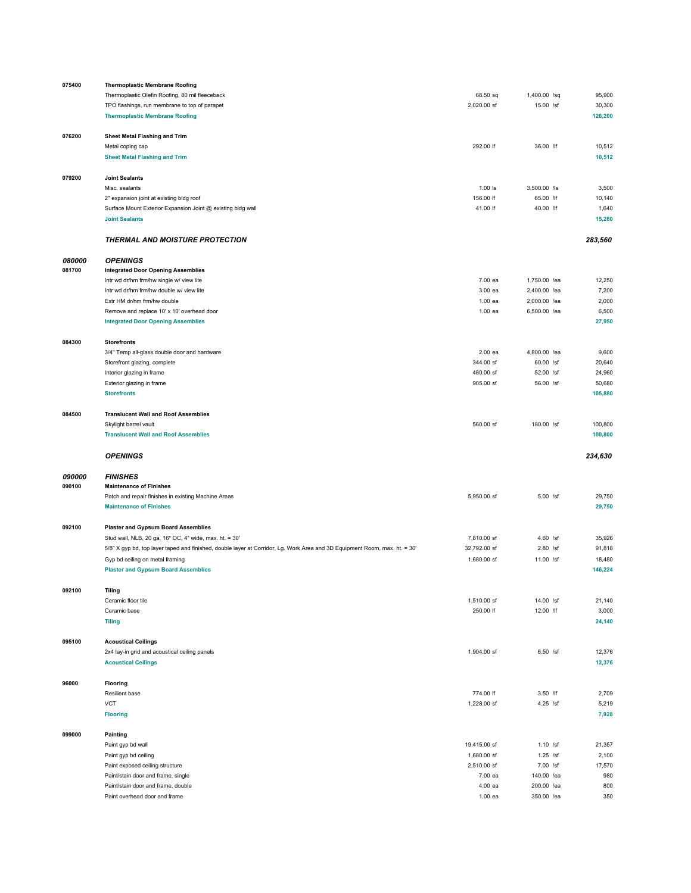| Code | Description | Quantity | Unit Cost | Total |
|---|---|---|---|---|
| 075400 | **Thermoplastic Membrane Roofing** | | | |
| | Thermoplastic Olefin Roofing, 80 mil fleeceback | 68.50 sq | 1,400.00 /sq | 95,900 |
| | TPO flashings, run membrane to top of parapet | 2,020.00 sf | 15.00 /sf | 30,300 |
| | **Thermoplastic Membrane Roofing** | | | **126,200** |
| 076200 | **Sheet Metal Flashing and Trim** | | | |
| | Metal coping cap | 292.00 lf | 36.00 /lf | 10,512 |
| | **Sheet Metal Flashing and Trim** | | | **10,512** |
| 079200 | **Joint Sealants** | | | |
| | Misc. sealants | 1.00 ls | 3,500.00 /ls | 3,500 |
| | 2" expansion joint at existing bldg roof | 156.00 lf | 65.00 /lf | 10,140 |
| | Surface Mount Exterior Expansion Joint @ existing bldg wall | 41.00 lf | 40.00 /lf | 1,640 |
| | **Joint Sealants** | | | **15,280** |
| | ***THERMAL AND MOISTURE PROTECTION*** | | | ***283,560*** |
| ***080000*** | ***OPENINGS*** | | | |
| 081700 | **Integrated Door Opening Assemblies** | | | |
| | Intr wd dr/hm frm/hw single w/ view lite | 7.00 ea | 1,750.00 /ea | 12,250 |
| | Intr wd dr/hm frm/hw double w/ view lite | 3.00 ea | 2,400.00 /ea | 7,200 |
| | Extr HM dr/hm frm/hw double | 1.00 ea | 2,000.00 /ea | 2,000 |
| | Remove and replace 10' x 10' overhead door | 1.00 ea | 6,500.00 /ea | 6,500 |
| | **Integrated Door Opening Assemblies** | | | **27,950** |
| 084300 | **Storefronts** | | | |
| | 3/4" Temp all-glass double door and hardware | 2.00 ea | 4,800.00 /ea | 9,600 |
| | Storefront glazing, complete | 344.00 sf | 60.00 /sf | 20,640 |
| | Interior glazing in frame | 480.00 sf | 52.00 /sf | 24,960 |
| | Exterior glazing in frame | 905.00 sf | 56.00 /sf | 50,680 |
| | **Storefronts** | | | **105,880** |
| 084500 | **Translucent Wall and Roof Assemblies** | | | |
| | Skylight barrel vault | 560.00 sf | 180.00 /sf | 100,800 |
| | **Translucent Wall and Roof Assemblies** | | | **100,800** |
| | ***OPENINGS*** | | | ***234,630*** |
| ***090000*** | ***FINISHES*** | | | |
| 090100 | **Maintenance of Finishes** | | | |
| | Patch and repair finishes in existing Machine Areas | 5,950.00 sf | 5.00 /sf | 29,750 |
| | **Maintenance of Finishes** | | | **29,750** |
| 092100 | **Plaster and Gypsum Board Assemblies** | | | |
| | Stud wall, NLB, 20 ga, 16" OC, 4" wide, max. ht. = 30' | 7,810.00 sf | 4.60 /sf | 35,926 |
| | 5/8" X gyp bd, top layer taped and finished, double layer at Corridor, Lg. Work Area and 3D Equipment Room, max. ht. = 30' | 32,792.00 sf | 2.80 /sf | 91,818 |
| | Gyp bd ceiling on metal framing | 1,680.00 sf | 11.00 /sf | 18,480 |
| | **Plaster and Gypsum Board Assemblies** | | | **146,224** |
| 092100 | **Tiling** | | | |
| | Ceramic floor tile | 1,510.00 sf | 14.00 /sf | 21,140 |
| | Ceramic base | 250.00 lf | 12.00 /lf | 3,000 |
| | **Tiling** | | | **24,140** |
| 095100 | **Acoustical Ceilings** | | | |
| | 2x4 lay-in grid and acoustical ceiling panels | 1,904.00 sf | 6.50 /sf | 12,376 |
| | **Acoustical Ceilings** | | | **12,376** |
| 96000 | **Flooring** | | | |
| | Resilient base | 774.00 lf | 3.50 /lf | 2,709 |
| | VCT | 1,228.00 sf | 4.25 /sf | 5,219 |
| | **Flooring** | | | **7,928** |
| 099000 | **Painting** | | | |
| | Paint gyp bd wall | 19,415.00 sf | 1.10 /sf | 21,357 |
| | Paint gyp bd ceiling | 1,680.00 sf | 1.25 /sf | 2,100 |
| | Paint exposed ceiling structure | 2,510.00 sf | 7.00 /sf | 17,570 |
| | Paint/stain door and frame, single | 7.00 ea | 140.00 /ea | 980 |
| | Paint/stain door and frame, double | 4.00 ea | 200.00 /ea | 800 |
| | Paint overhead door and frame | 1.00 ea | 350.00 /ea | 350 |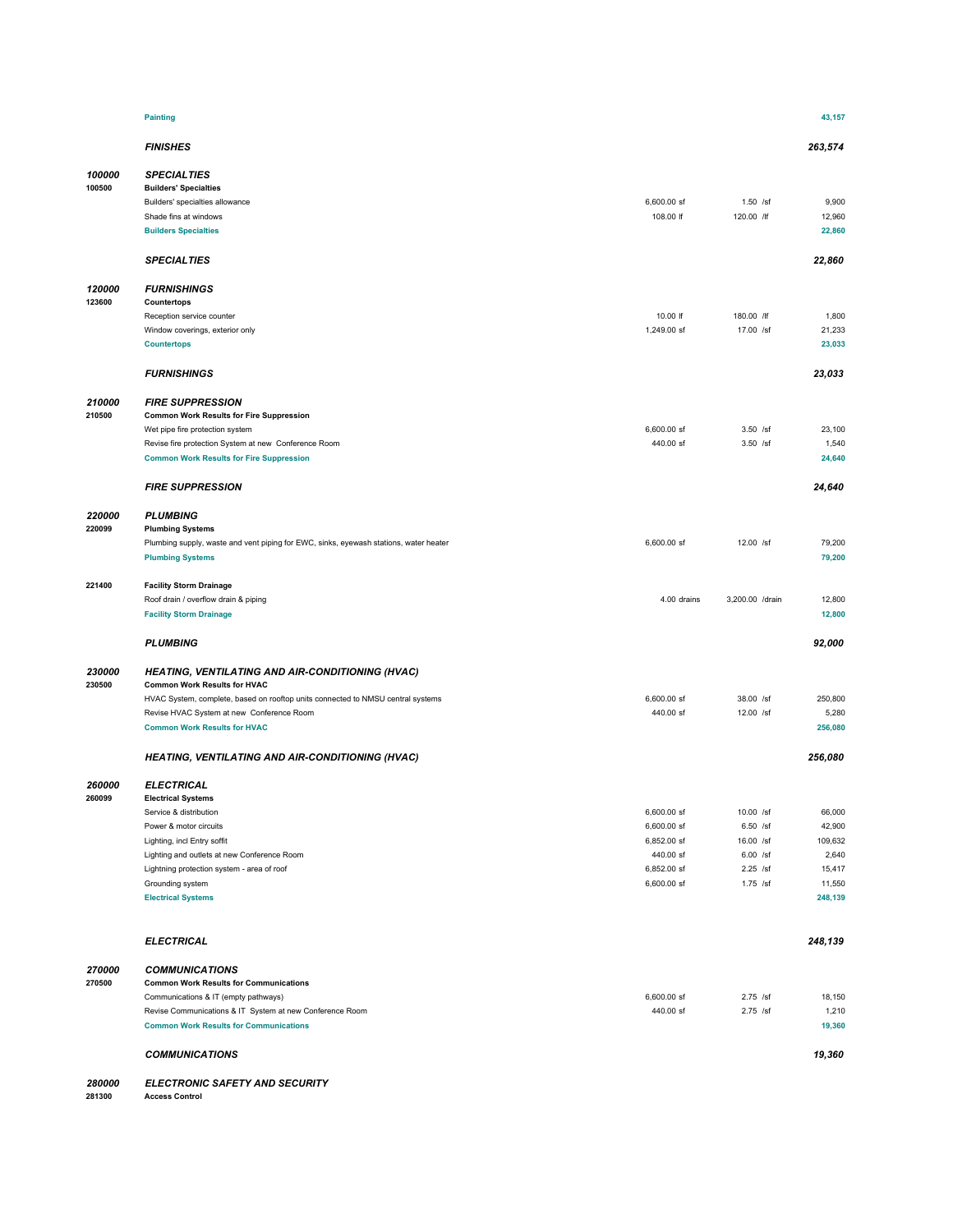| Code | Description | Quantity | Unit Cost | Total |
|---|---|---|---|---|
| | **Painting** | | | **43,157** |
| | ***FINISHES*** | | | ***263,574*** |
| ***100000*** | ***SPECIALTIES*** | | | |
| **100500** | **Builders' Specialties** | | | |
| | Builders' specialties allowance | 6,600.00 sf | 1.50 /sf | 9,900 |
| | Shade fins at windows | 108.00 lf | 120.00 /lf | 12,960 |
| | **Builders Specialties** | | | **22,860** |
| | ***SPECIALTIES*** | | | ***22,860*** |
| ***120000*** | ***FURNISHINGS*** | | | |
| **123600** | **Countertops** | | | |
| | Reception service counter | 10.00 lf | 180.00 /lf | 1,800 |
| | Window coverings, exterior only | 1,249.00 sf | 17.00 /sf | 21,233 |
| | **Countertops** | | | **23,033** |
| | ***FURNISHINGS*** | | | ***23,033*** |
| ***210000*** | ***FIRE SUPPRESSION*** | | | |
| **210500** | **Common Work Results for Fire Suppression** | | | |
| | Wet pipe fire protection system | 6,600.00 sf | 3.50 /sf | 23,100 |
| | Revise fire protection System at new Conference Room | 440.00 sf | 3.50 /sf | 1,540 |
| | **Common Work Results for Fire Suppression** | | | **24,640** |
| | ***FIRE SUPPRESSION*** | | | ***24,640*** |
| ***220000*** | ***PLUMBING*** | | | |
| **220099** | **Plumbing Systems** | | | |
| | Plumbing supply, waste and vent piping for EWC, sinks, eyewash stations, water heater | 6,600.00 sf | 12.00 /sf | 79,200 |
| | **Plumbing Systems** | | | **79,200** |
| **221400** | **Facility Storm Drainage** | | | |
| | Roof drain / overflow drain & piping | 4.00 drains | 3,200.00 /drain | 12,800 |
| | **Facility Storm Drainage** | | | **12,800** |
| | ***PLUMBING*** | | | ***92,000*** |
| ***230000*** | ***HEATING, VENTILATING AND AIR-CONDITIONING (HVAC)*** | | | |
| **230500** | **Common Work Results for HVAC** | | | |
| | HVAC System, complete, based on rooftop units connected to NMSU central systems | 6,600.00 sf | 38.00 /sf | 250,800 |
| | Revise HVAC System at new Conference Room | 440.00 sf | 12.00 /sf | 5,280 |
| | **Common Work Results for HVAC** | | | **256,080** |
| | ***HEATING, VENTILATING AND AIR-CONDITIONING (HVAC)*** | | | ***256,080*** |
| ***260000*** | ***ELECTRICAL*** | | | |
| **260099** | **Electrical Systems** | | | |
| | Service & distribution | 6,600.00 sf | 10.00 /sf | 66,000 |
| | Power & motor circuits | 6,600.00 sf | 6.50 /sf | 42,900 |
| | Lighting, incl Entry soffit | 6,852.00 sf | 16.00 /sf | 109,632 |
| | Lighting and outlets at new Conference Room | 440.00 sf | 6.00 /sf | 2,640 |
| | Lightning protection system - area of roof | 6,852.00 sf | 2.25 /sf | 15,417 |
| | Grounding system | 6,600.00 sf | 1.75 /sf | 11,550 |
| | **Electrical Systems** | | | **248,139** |
| | ***ELECTRICAL*** | | | ***248,139*** |
| ***270000*** | ***COMMUNICATIONS*** | | | |
| **270500** | **Common Work Results for Communications** | | | |
| | Communications & IT (empty pathways) | 6,600.00 sf | 2.75 /sf | 18,150 |
| | Revise Communications & IT System at new Conference Room | 440.00 sf | 2.75 /sf | 1,210 |
| | **Common Work Results for Communications** | | | **19,360** |
| | ***COMMUNICATIONS*** | | | ***19,360*** |
| ***280000*** | ***ELECTRONIC SAFETY AND SECURITY*** | | | |
| **281300** | **Access Control** | | | |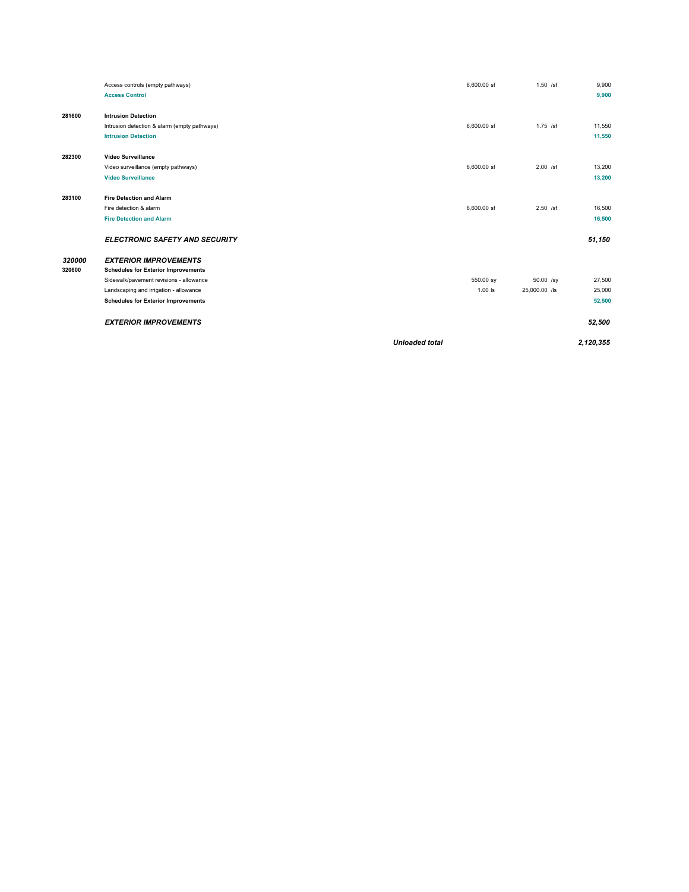| Code | Description | Quantity | Unit Rate | Total |
|---|---|---|---|---|
| | Access controls (empty pathways) | 6,600.00 sf | 1.50 /sf | 9,900 |
| | **Access Control** | | | **9,900** |
| **281600** | **Intrusion Detection** | | | |
| | Intrusion detection & alarm (empty pathways) | 6,600.00 sf | 1.75 /sf | 11,550 |
| | **Intrusion Detection** | | | **11,550** |
| **282300** | **Video Surveillance** | | | |
| | Video surveillance (empty pathways) | 6,600.00 sf | 2.00 /sf | 13,200 |
| | **Video Surveillance** | | | **13,200** |
| **283100** | **Fire Detection and Alarm** | | | |
| | Fire detection & alarm | 6,600.00 sf | 2.50 /sf | 16,500 |
| | **Fire Detection and Alarm** | | | **16,500** |
| | ***ELECTRONIC SAFETY AND SECURITY*** | | | ***51,150*** |
| ***320000*** | ***EXTERIOR IMPROVEMENTS*** | | | |
| **320600** | **Schedules for Exterior Improvements** | | | |
| | Sidewalk/pavement revisions - allowance | 550.00 sy | 50.00 /sy | 27,500 |
| | Landscaping and irrigation - allowance | 1.00 ls | 25,000.00 /ls | 25,000 |
| | **Schedules for Exterior Improvements** | | | **52,500** |
| | ***EXTERIOR IMPROVEMENTS*** | | | ***52,500*** |
| | ***Unloaded total*** | | | ***2,120,355*** |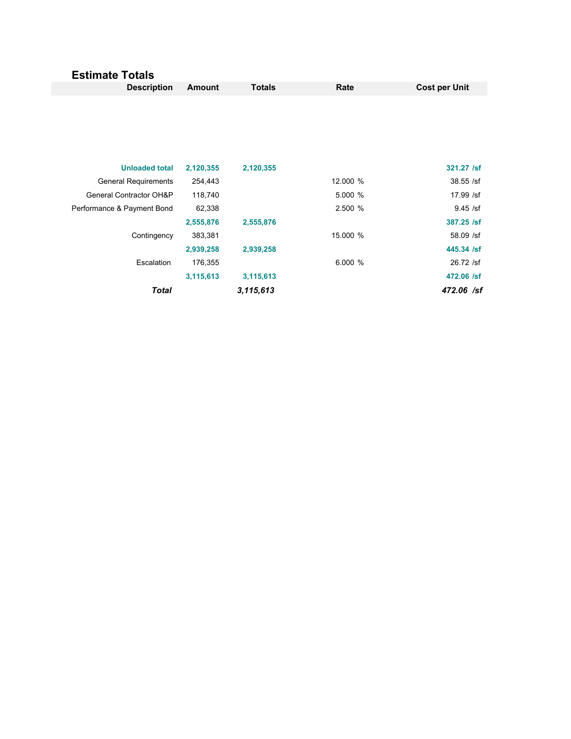## Estimate Totals

| Description | Amount | Totals | Rate | Cost per Unit |
|---|---|---|---|---|
| **Unloaded total** | **2,120,355** | **2,120,355** | | **321.27 /sf** |
| General Requirements | 254,443 | | 12.000 % | 38.55 /sf |
| General Contractor OH&P | 118,740 | | 5.000 % | 17.99 /sf |
| Performance & Payment Bond | 62,338 | | 2.500 % | 9.45 /sf |
| | **2,555,876** | **2,555,876** | | **387.25 /sf** |
| Contingency | 383,381 | | 15.000 % | 58.09 /sf |
| | **2,939,258** | **2,939,258** | | **445.34 /sf** |
| Escalation | 176,355 | | 6.000 % | 26.72 /sf |
| | **3,115,613** | **3,115,613** | | **472.06 /sf** |
| ***Total*** | | ***3,115,613*** | | ***472.06 /sf*** |